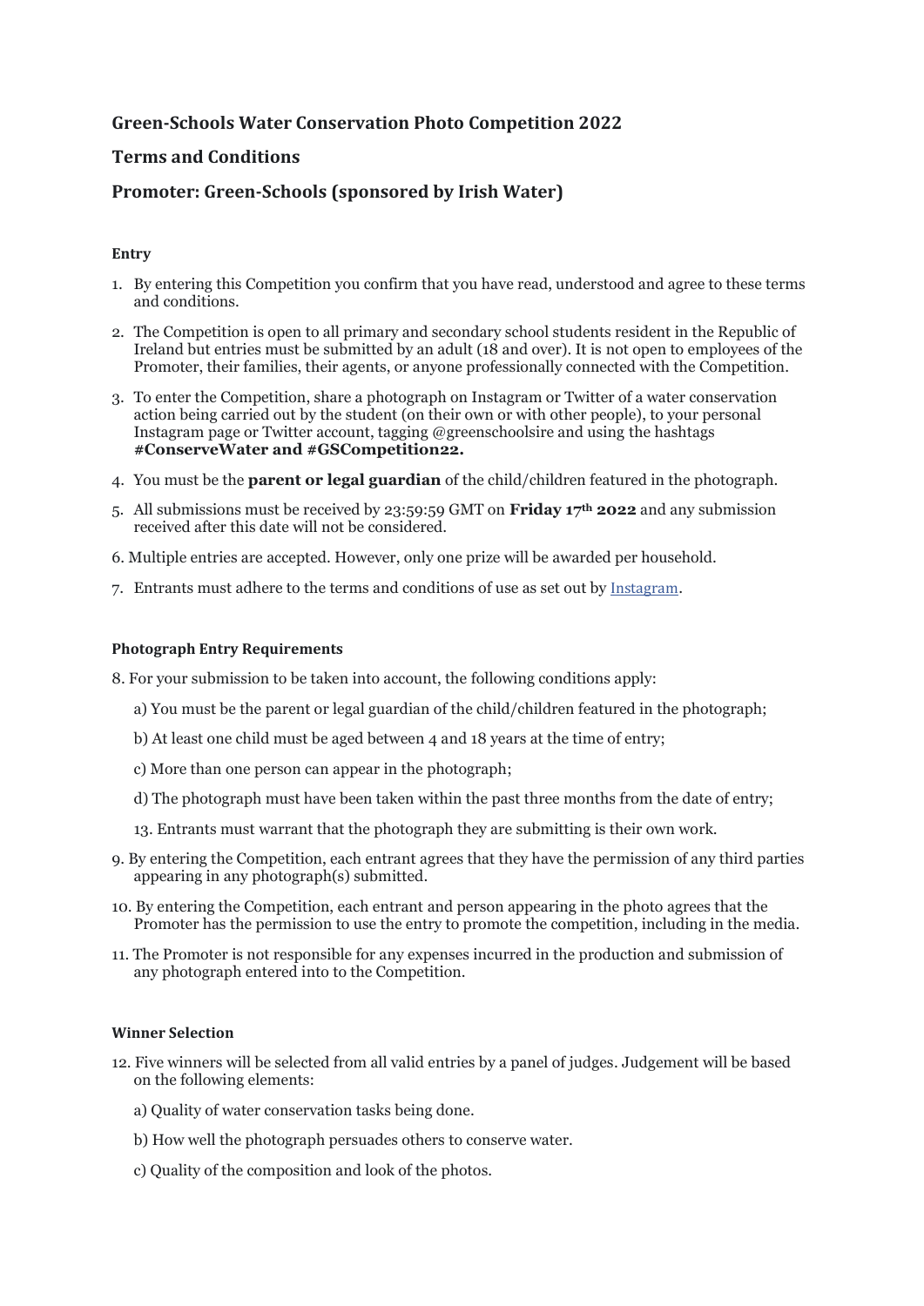## Green-Schools Water Conservation Photo Competition 2022

## Terms and Conditions

## Promoter: Green-Schools (sponsored by Irish Water)

#### Entry

1. By entering this Competition you confirm that you have read, understood and agree to these terms and conditions.
2. The Competition is open to all primary and secondary school students resident in the Republic of Ireland but entries must be submitted by an adult (18 and over). It is not open to employees of the Promoter, their families, their agents, or anyone professionally connected with the Competition.
3. To enter the Competition, share a photograph on Instagram or Twitter of a water conservation action being carried out by the student (on their own or with other people), to your personal Instagram page or Twitter account, tagging @greenschoolsire and using the hashtags **#ConserveWater and #GSCompetition22.**
4. You must be the **parent or legal guardian** of the child/children featured in the photograph.
5. All submissions must be received by 23:59:59 GMT on **Friday 17th 2022** and any submission received after this date will not be considered.
6. Multiple entries are accepted. However, only one prize will be awarded per household.
7. Entrants must adhere to the terms and conditions of use as set out by Instagram.

#### Photograph Entry Requirements

8. For your submission to be taken into account, the following conditions apply:

   a) You must be the parent or legal guardian of the child/children featured in the photograph;

   b) At least one child must be aged between 4 and 18 years at the time of entry;

   c) More than one person can appear in the photograph;

   d) The photograph must have been taken within the past three months from the date of entry;

   13. Entrants must warrant that the photograph they are submitting is their own work.

9. By entering the Competition, each entrant agrees that they have the permission of any third parties appearing in any photograph(s) submitted.
10. By entering the Competition, each entrant and person appearing in the photo agrees that the Promoter has the permission to use the entry to promote the competition, including in the media.
11. The Promoter is not responsible for any expenses incurred in the production and submission of any photograph entered into to the Competition.

#### Winner Selection

12. Five winners will be selected from all valid entries by a panel of judges. Judgement will be based on the following elements:

    a) Quality of water conservation tasks being done.

    b) How well the photograph persuades others to conserve water.

    c) Quality of the composition and look of the photos.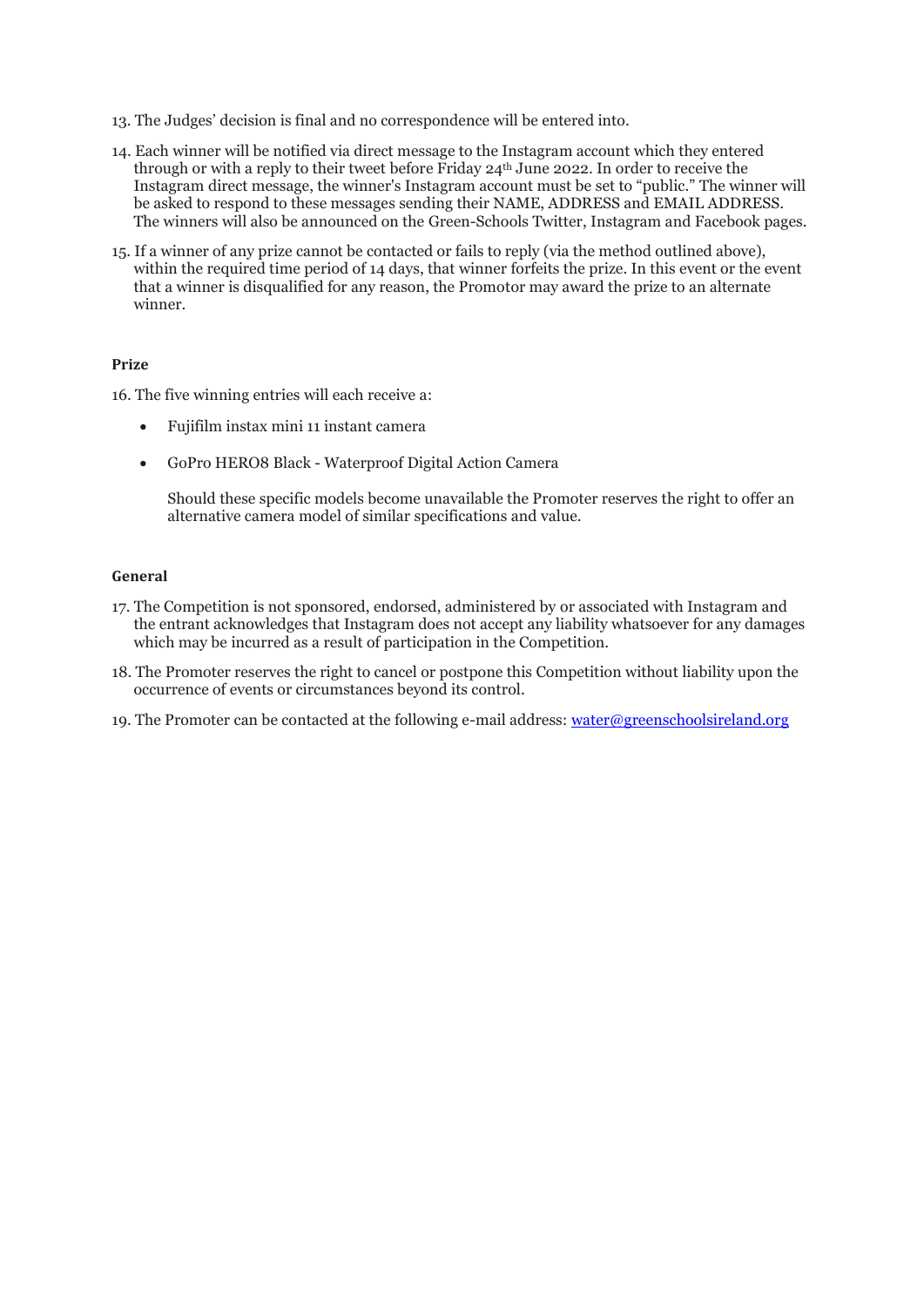13. The Judges' decision is final and no correspondence will be entered into.

14. Each winner will be notified via direct message to the Instagram account which they entered through or with a reply to their tweet before Friday 24th June 2022. In order to receive the Instagram direct message, the winner's Instagram account must be set to "public." The winner will be asked to respond to these messages sending their NAME, ADDRESS and EMAIL ADDRESS. The winners will also be announced on the Green-Schools Twitter, Instagram and Facebook pages.

15. If a winner of any prize cannot be contacted or fails to reply (via the method outlined above), within the required time period of 14 days, that winner forfeits the prize. In this event or the event that a winner is disqualified for any reason, the Promotor may award the prize to an alternate winner.

**Prize**

16. The five winning entries will each receive a:

- Fujifilm instax mini 11 instant camera
- GoPro HERO8 Black - Waterproof Digital Action Camera

  Should these specific models become unavailable the Promoter reserves the right to offer an alternative camera model of similar specifications and value.

**General**

17. The Competition is not sponsored, endorsed, administered by or associated with Instagram and the entrant acknowledges that Instagram does not accept any liability whatsoever for any damages which may be incurred as a result of participation in the Competition.

18. The Promoter reserves the right to cancel or postpone this Competition without liability upon the occurrence of events or circumstances beyond its control.

19. The Promoter can be contacted at the following e-mail address: water@greenschoolsireland.org